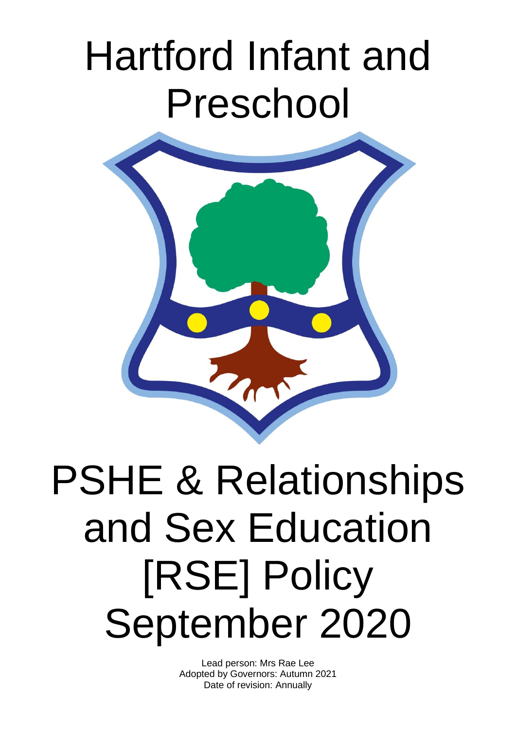# Hartford Infant and Preschool

# PSHE & Relationships and Sex Education [RSE] Policy September 2020

Lead person: Mrs Rae Lee
Adopted by Governors: Autumn 2021
Date of revision: Annually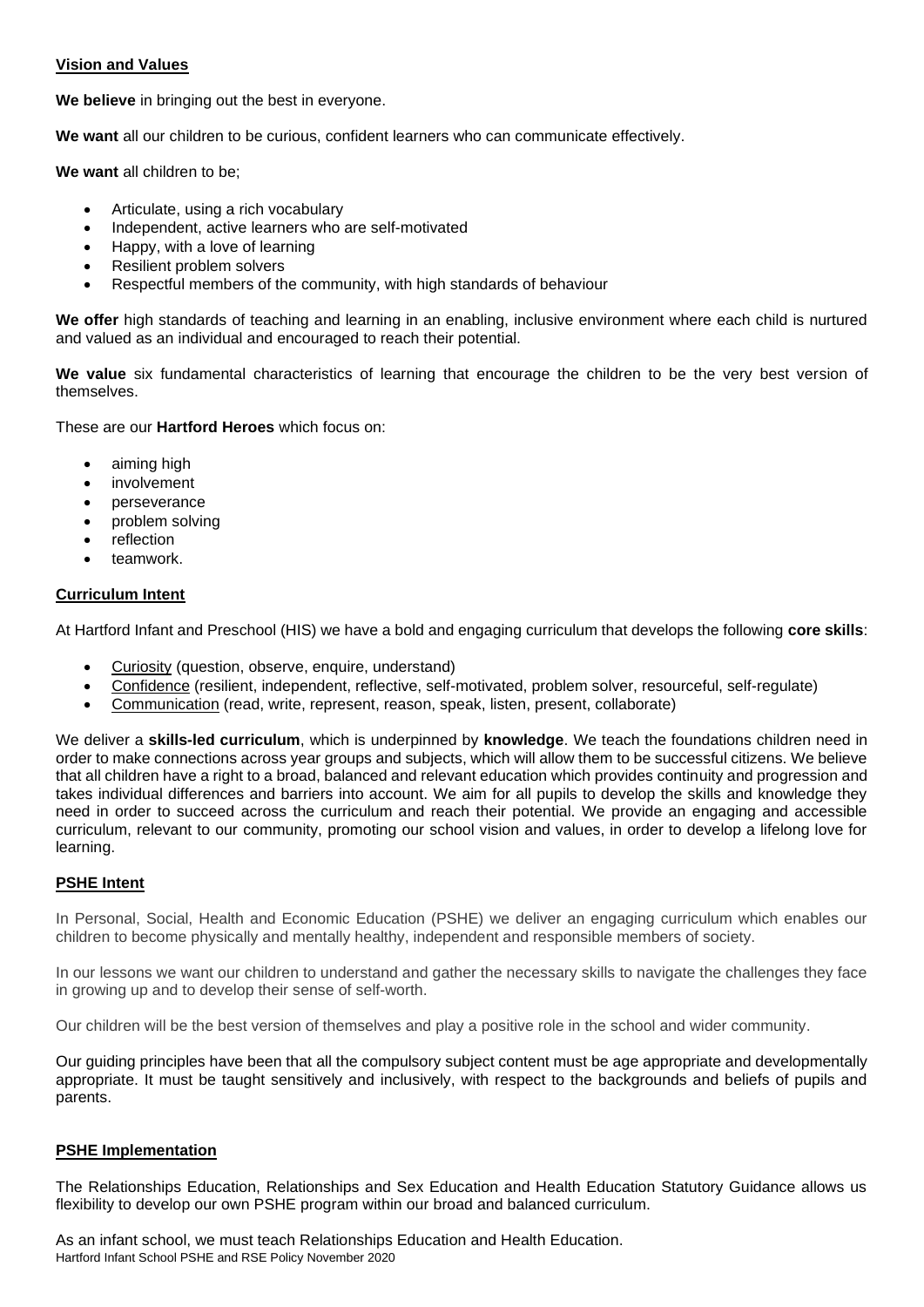## **Vision and Values**

**We believe** in bringing out the best in everyone.

**We want** all our children to be curious, confident learners who can communicate effectively.

**We want** all children to be;

- Articulate, using a rich vocabulary
- Independent, active learners who are self-motivated
- Happy, with a love of learning
- Resilient problem solvers
- Respectful members of the community, with high standards of behaviour

**We offer** high standards of teaching and learning in an enabling, inclusive environment where each child is nurtured and valued as an individual and encouraged to reach their potential.

**We value** six fundamental characteristics of learning that encourage the children to be the very best version of themselves.

These are our **Hartford Heroes** which focus on:

- aiming high
- involvement
- perseverance
- problem solving
- reflection
- teamwork.

## **Curriculum Intent**

At Hartford Infant and Preschool (HIS) we have a bold and engaging curriculum that develops the following **core skills**:

- Curiosity (question, observe, enquire, understand)
- Confidence (resilient, independent, reflective, self-motivated, problem solver, resourceful, self-regulate)
- Communication (read, write, represent, reason, speak, listen, present, collaborate)

We deliver a **skills-led curriculum**, which is underpinned by **knowledge**. We teach the foundations children need in order to make connections across year groups and subjects, which will allow them to be successful citizens. We believe that all children have a right to a broad, balanced and relevant education which provides continuity and progression and takes individual differences and barriers into account. We aim for all pupils to develop the skills and knowledge they need in order to succeed across the curriculum and reach their potential. We provide an engaging and accessible curriculum, relevant to our community, promoting our school vision and values, in order to develop a lifelong love for learning.

## **PSHE Intent**

In Personal, Social, Health and Economic Education (PSHE) we deliver an engaging curriculum which enables our children to become physically and mentally healthy, independent and responsible members of society.

In our lessons we want our children to understand and gather the necessary skills to navigate the challenges they face in growing up and to develop their sense of self-worth.

Our children will be the best version of themselves and play a positive role in the school and wider community.

Our guiding principles have been that all the compulsory subject content must be age appropriate and developmentally appropriate. It must be taught sensitively and inclusively, with respect to the backgrounds and beliefs of pupils and parents.

## **PSHE Implementation**

The Relationships Education, Relationships and Sex Education and Health Education Statutory Guidance allows us flexibility to develop our own PSHE program within our broad and balanced curriculum.

As an infant school, we must teach Relationships Education and Health Education.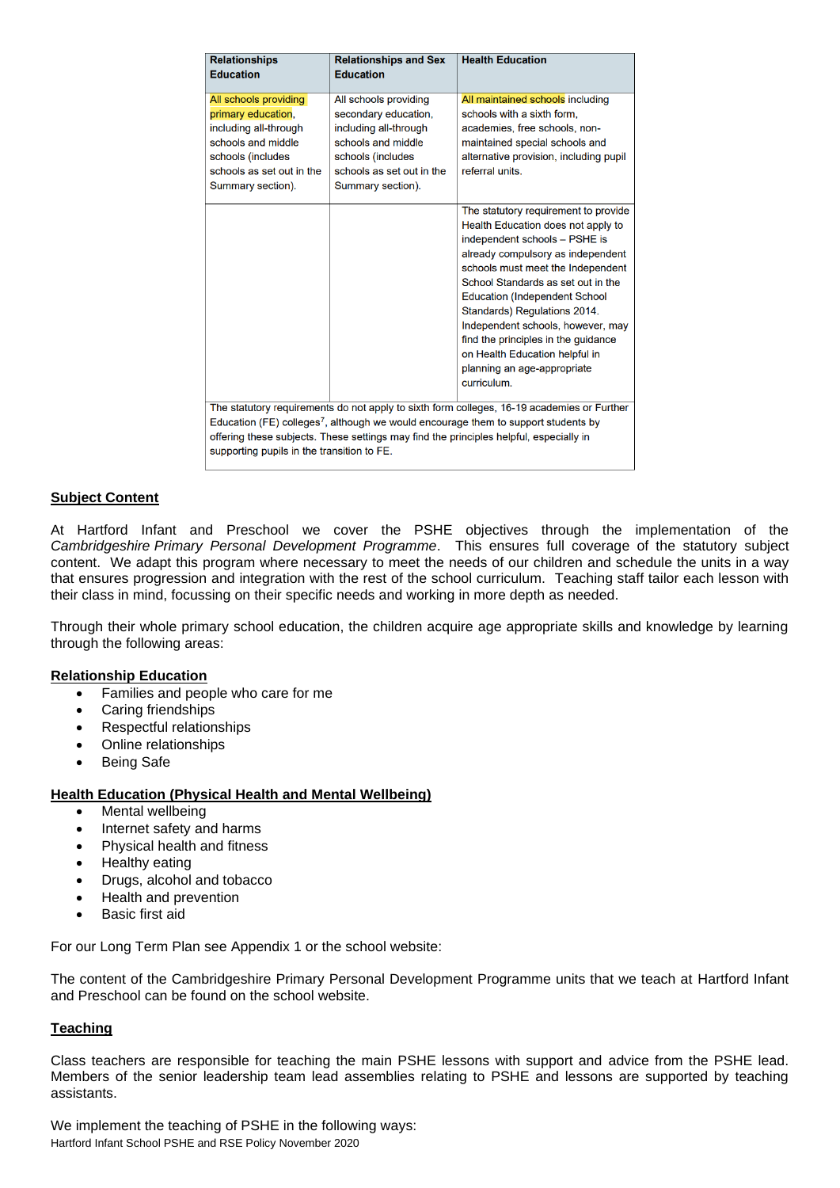| Relationships Education | Relationships and Sex Education | Health Education |
|---|---|---|
| All schools providing primary education, including all-through schools and middle schools (includes schools as set out in the Summary section). | All schools providing secondary education, including all-through schools and middle schools (includes schools as set out in the Summary section). | All maintained schools including schools with a sixth form, academies, free schools, non-maintained special schools and alternative provision, including pupil referral units. |
| | | The statutory requirement to provide Health Education does not apply to independent schools – PSHE is already compulsory as independent schools must meet the Independent School Standards as set out in the Education (Independent School Standards) Regulations 2014. Independent schools, however, may find the principles in the guidance on Health Education helpful in planning an age-appropriate curriculum. |
| The statutory requirements do not apply to sixth form colleges, 16-19 academies or Further Education (FE) colleges[7], although we would encourage them to support students by offering these subjects. These settings may find the principles helpful, especially in supporting pupils in the transition to FE. | | |

## Subject Content

At Hartford Infant and Preschool we cover the PSHE objectives through the implementation of the *Cambridgeshire Primary Personal Development Programme*. This ensures full coverage of the statutory subject content. We adapt this program where necessary to meet the needs of our children and schedule the units in a way that ensures progression and integration with the rest of the school curriculum. Teaching staff tailor each lesson with their class in mind, focussing on their specific needs and working in more depth as needed.

Through their whole primary school education, the children acquire age appropriate skills and knowledge by learning through the following areas:

### Relationship Education

- Families and people who care for me
- Caring friendships
- Respectful relationships
- Online relationships
- Being Safe

### Health Education (Physical Health and Mental Wellbeing)

- Mental wellbeing
- Internet safety and harms
- Physical health and fitness
- Healthy eating
- Drugs, alcohol and tobacco
- Health and prevention
- Basic first aid

For our Long Term Plan see Appendix 1 or the school website:

The content of the Cambridgeshire Primary Personal Development Programme units that we teach at Hartford Infant and Preschool can be found on the school website.

## Teaching

Class teachers are responsible for teaching the main PSHE lessons with support and advice from the PSHE lead. Members of the senior leadership team lead assemblies relating to PSHE and lessons are supported by teaching assistants.

We implement the teaching of PSHE in the following ways: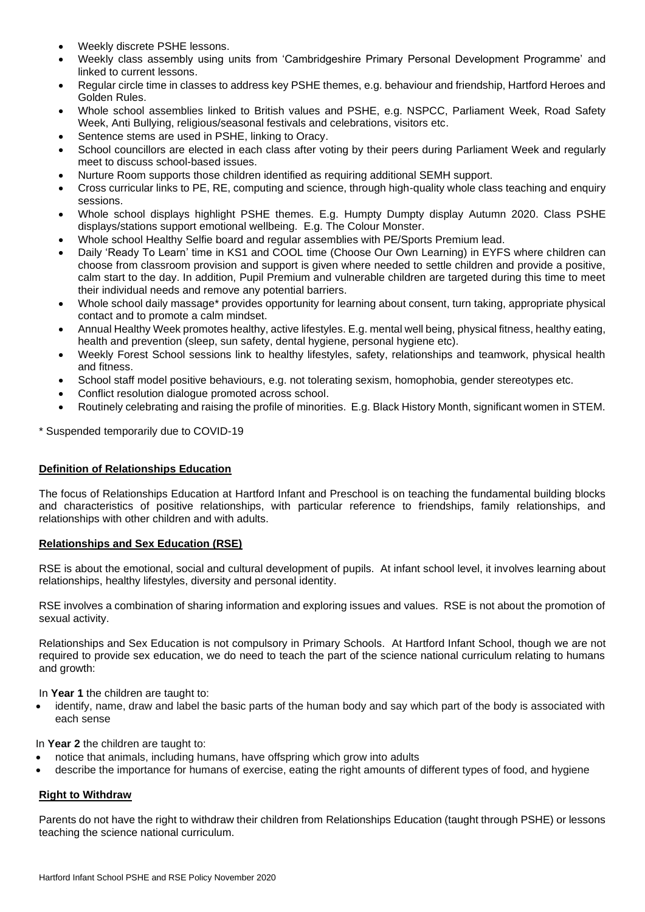- Weekly discrete PSHE lessons.
- Weekly class assembly using units from 'Cambridgeshire Primary Personal Development Programme' and linked to current lessons.
- Regular circle time in classes to address key PSHE themes, e.g. behaviour and friendship, Hartford Heroes and Golden Rules.
- Whole school assemblies linked to British values and PSHE, e.g. NSPCC, Parliament Week, Road Safety Week, Anti Bullying, religious/seasonal festivals and celebrations, visitors etc.
- Sentence stems are used in PSHE, linking to Oracy.
- School councillors are elected in each class after voting by their peers during Parliament Week and regularly meet to discuss school-based issues.
- Nurture Room supports those children identified as requiring additional SEMH support.
- Cross curricular links to PE, RE, computing and science, through high-quality whole class teaching and enquiry sessions.
- Whole school displays highlight PSHE themes. E.g. Humpty Dumpty display Autumn 2020. Class PSHE displays/stations support emotional wellbeing. E.g. The Colour Monster.
- Whole school Healthy Selfie board and regular assemblies with PE/Sports Premium lead.
- Daily 'Ready To Learn' time in KS1 and COOL time (Choose Our Own Learning) in EYFS where children can choose from classroom provision and support is given where needed to settle children and provide a positive, calm start to the day. In addition, Pupil Premium and vulnerable children are targeted during this time to meet their individual needs and remove any potential barriers.
- Whole school daily massage* provides opportunity for learning about consent, turn taking, appropriate physical contact and to promote a calm mindset.
- Annual Healthy Week promotes healthy, active lifestyles. E.g. mental well being, physical fitness, healthy eating, health and prevention (sleep, sun safety, dental hygiene, personal hygiene etc).
- Weekly Forest School sessions link to healthy lifestyles, safety, relationships and teamwork, physical health and fitness.
- School staff model positive behaviours, e.g. not tolerating sexism, homophobia, gender stereotypes etc.
- Conflict resolution dialogue promoted across school.
- Routinely celebrating and raising the profile of minorities. E.g. Black History Month, significant women in STEM.

* Suspended temporarily due to COVID-19

## Definition of Relationships Education

The focus of Relationships Education at Hartford Infant and Preschool is on teaching the fundamental building blocks and characteristics of positive relationships, with particular reference to friendships, family relationships, and relationships with other children and with adults.

## Relationships and Sex Education (RSE)

RSE is about the emotional, social and cultural development of pupils. At infant school level, it involves learning about relationships, healthy lifestyles, diversity and personal identity.

RSE involves a combination of sharing information and exploring issues and values. RSE is not about the promotion of sexual activity.

Relationships and Sex Education is not compulsory in Primary Schools. At Hartford Infant School, though we are not required to provide sex education, we do need to teach the part of the science national curriculum relating to humans and growth:

In **Year 1** the children are taught to:

- identify, name, draw and label the basic parts of the human body and say which part of the body is associated with each sense

In **Year 2** the children are taught to:

- notice that animals, including humans, have offspring which grow into adults
- describe the importance for humans of exercise, eating the right amounts of different types of food, and hygiene

## Right to Withdraw

Parents do not have the right to withdraw their children from Relationships Education (taught through PSHE) or lessons teaching the science national curriculum.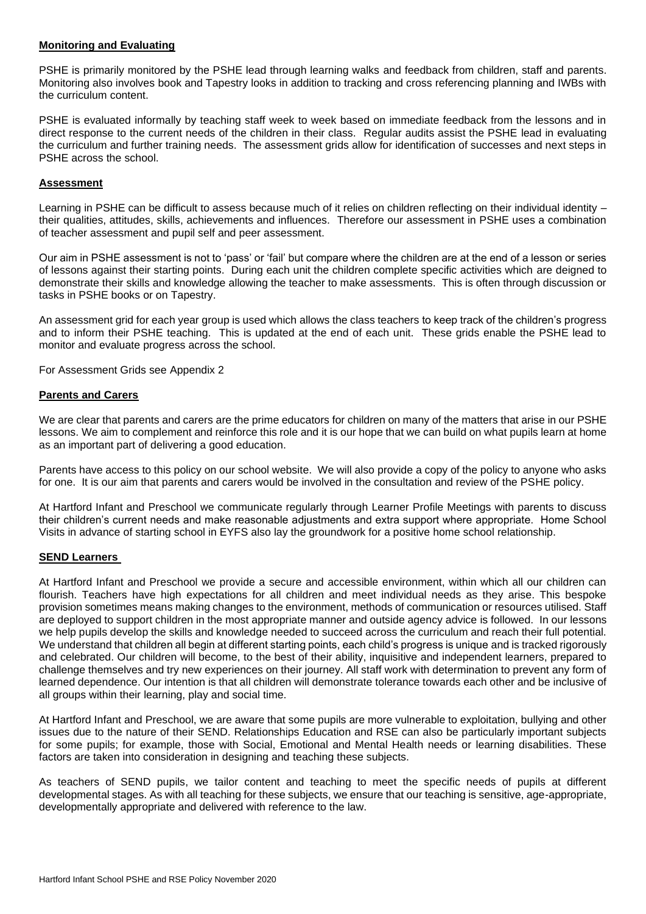## **Monitoring and Evaluating**

PSHE is primarily monitored by the PSHE lead through learning walks and feedback from children, staff and parents. Monitoring also involves book and Tapestry looks in addition to tracking and cross referencing planning and IWBs with the curriculum content.

PSHE is evaluated informally by teaching staff week to week based on immediate feedback from the lessons and in direct response to the current needs of the children in their class. Regular audits assist the PSHE lead in evaluating the curriculum and further training needs. The assessment grids allow for identification of successes and next steps in PSHE across the school.

## **Assessment**

Learning in PSHE can be difficult to assess because much of it relies on children reflecting on their individual identity – their qualities, attitudes, skills, achievements and influences. Therefore our assessment in PSHE uses a combination of teacher assessment and pupil self and peer assessment.

Our aim in PSHE assessment is not to 'pass' or 'fail' but compare where the children are at the end of a lesson or series of lessons against their starting points. During each unit the children complete specific activities which are deigned to demonstrate their skills and knowledge allowing the teacher to make assessments. This is often through discussion or tasks in PSHE books or on Tapestry.

An assessment grid for each year group is used which allows the class teachers to keep track of the children's progress and to inform their PSHE teaching. This is updated at the end of each unit. These grids enable the PSHE lead to monitor and evaluate progress across the school.

For Assessment Grids see Appendix 2

## **Parents and Carers**

We are clear that parents and carers are the prime educators for children on many of the matters that arise in our PSHE lessons. We aim to complement and reinforce this role and it is our hope that we can build on what pupils learn at home as an important part of delivering a good education.

Parents have access to this policy on our school website. We will also provide a copy of the policy to anyone who asks for one. It is our aim that parents and carers would be involved in the consultation and review of the PSHE policy.

At Hartford Infant and Preschool we communicate regularly through Learner Profile Meetings with parents to discuss their children's current needs and make reasonable adjustments and extra support where appropriate. Home School Visits in advance of starting school in EYFS also lay the groundwork for a positive home school relationship.

## **SEND Learners**

At Hartford Infant and Preschool we provide a secure and accessible environment, within which all our children can flourish. Teachers have high expectations for all children and meet individual needs as they arise. This bespoke provision sometimes means making changes to the environment, methods of communication or resources utilised. Staff are deployed to support children in the most appropriate manner and outside agency advice is followed. In our lessons we help pupils develop the skills and knowledge needed to succeed across the curriculum and reach their full potential. We understand that children all begin at different starting points, each child's progress is unique and is tracked rigorously and celebrated. Our children will become, to the best of their ability, inquisitive and independent learners, prepared to challenge themselves and try new experiences on their journey. All staff work with determination to prevent any form of learned dependence. Our intention is that all children will demonstrate tolerance towards each other and be inclusive of all groups within their learning, play and social time.

At Hartford Infant and Preschool, we are aware that some pupils are more vulnerable to exploitation, bullying and other issues due to the nature of their SEND. Relationships Education and RSE can also be particularly important subjects for some pupils; for example, those with Social, Emotional and Mental Health needs or learning disabilities. These factors are taken into consideration in designing and teaching these subjects.

As teachers of SEND pupils, we tailor content and teaching to meet the specific needs of pupils at different developmental stages. As with all teaching for these subjects, we ensure that our teaching is sensitive, age-appropriate, developmentally appropriate and delivered with reference to the law.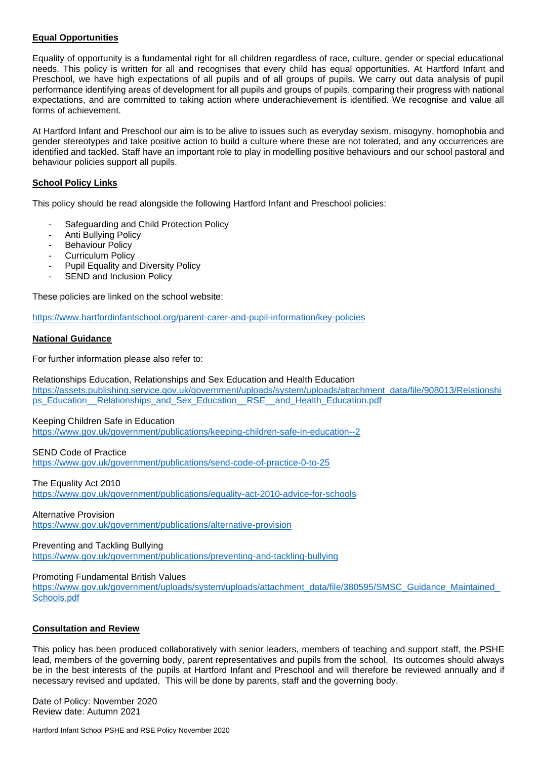## Equal Opportunities

Equality of opportunity is a fundamental right for all children regardless of race, culture, gender or special educational needs. This policy is written for all and recognises that every child has equal opportunities. At Hartford Infant and Preschool, we have high expectations of all pupils and of all groups of pupils. We carry out data analysis of pupil performance identifying areas of development for all pupils and groups of pupils, comparing their progress with national expectations, and are committed to taking action where underachievement is identified. We recognise and value all forms of achievement.

At Hartford Infant and Preschool our aim is to be alive to issues such as everyday sexism, misogyny, homophobia and gender stereotypes and take positive action to build a culture where these are not tolerated, and any occurrences are identified and tackled. Staff have an important role to play in modelling positive behaviours and our school pastoral and behaviour policies support all pupils.

## School Policy Links

This policy should be read alongside the following Hartford Infant and Preschool policies:

- Safeguarding and Child Protection Policy
- Anti Bullying Policy
- Behaviour Policy
- Curriculum Policy
- Pupil Equality and Diversity Policy
- SEND and Inclusion Policy

These policies are linked on the school website:

https://www.hartfordinfantschool.org/parent-carer-and-pupil-information/key-policies

## National Guidance

For further information please also refer to:

Relationships Education, Relationships and Sex Education and Health Education
https://assets.publishing.service.gov.uk/government/uploads/system/uploads/attachment_data/file/908013/Relationships_Education__Relationships_and_Sex_Education__RSE__and_Health_Education.pdf

Keeping Children Safe in Education
https://www.gov.uk/government/publications/keeping-children-safe-in-education--2

SEND Code of Practice
https://www.gov.uk/government/publications/send-code-of-practice-0-to-25

The Equality Act 2010
https://www.gov.uk/government/publications/equality-act-2010-advice-for-schools

Alternative Provision
https://www.gov.uk/government/publications/alternative-provision

Preventing and Tackling Bullying
https://www.gov.uk/government/publications/preventing-and-tackling-bullying

Promoting Fundamental British Values
https://www.gov.uk/government/uploads/system/uploads/attachment_data/file/380595/SMSC_Guidance_Maintained_Schools.pdf

## Consultation and Review

This policy has been produced collaboratively with senior leaders, members of teaching and support staff, the PSHE lead, members of the governing body, parent representatives and pupils from the school. Its outcomes should always be in the best interests of the pupils at Hartford Infant and Preschool and will therefore be reviewed annually and if necessary revised and updated. This will be done by parents, staff and the governing body.

Date of Policy: November 2020
Review date: Autumn 2021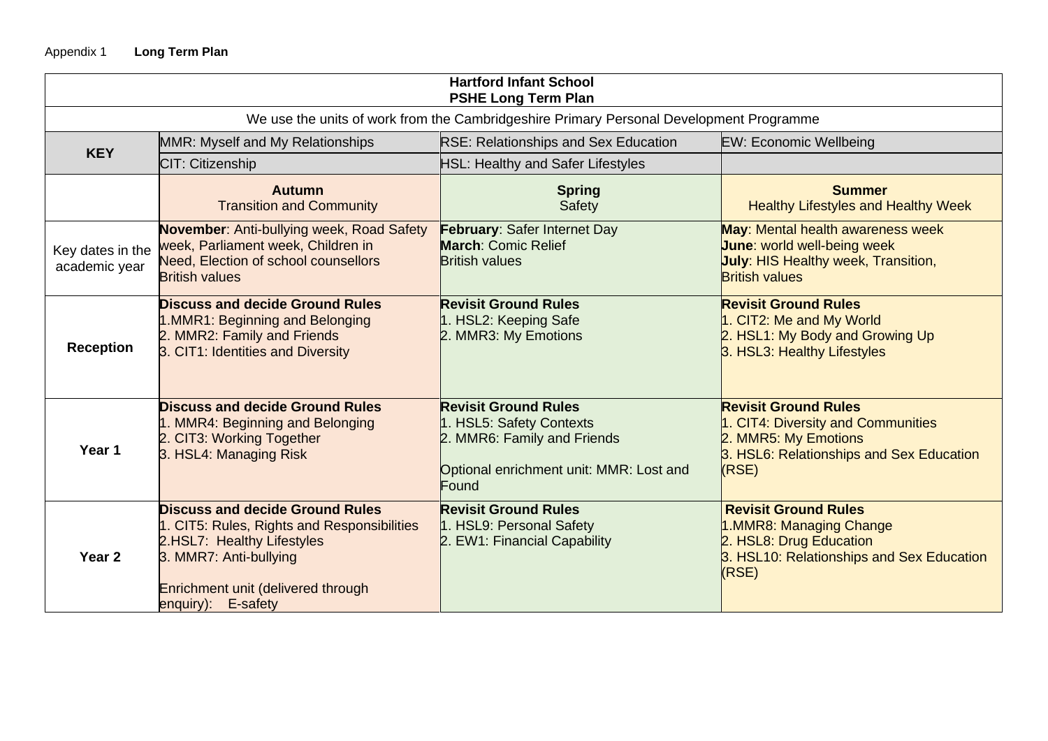Appendix 1 **Long Term Plan**

| **Hartford Infant School**<br>**PSHE Long Term Plan** | | | |
|---|---|---|---|
| We use the units of work from the Cambridgeshire Primary Personal Development Programme | | | |
| **KEY** | MMR: Myself and My Relationships | RSE: Relationships and Sex Education | EW: Economic Wellbeing |
| | CIT: Citizenship | HSL: Healthy and Safer Lifestyles | |
| | **Autumn**<br>Transition and Community | **Spring**<br>Safety | **Summer**<br>Healthy Lifestyles and Healthy Week |
| Key dates in the academic year | **November**: Anti-bullying week, Road Safety week, Parliament week, Children in Need, Election of school counsellors<br>British values | **February**: Safer Internet Day<br>**March**: Comic Relief<br>British values | **May**: Mental health awareness week<br>**June**: world well-being week<br>**July**: HIS Healthy week, Transition,<br>British values |
| **Reception** | **Discuss and decide Ground Rules**<br>1.MMR1: Beginning and Belonging<br>2. MMR2: Family and Friends<br>3. CIT1: Identities and Diversity | **Revisit Ground Rules**<br>1. HSL2: Keeping Safe<br>2. MMR3: My Emotions | **Revisit Ground Rules**<br>1. CIT2: Me and My World<br>2. HSL1: My Body and Growing Up<br>3. HSL3: Healthy Lifestyles |
| **Year 1** | **Discuss and decide Ground Rules**<br>1. MMR4: Beginning and Belonging<br>2. CIT3: Working Together<br>3. HSL4: Managing Risk | **Revisit Ground Rules**<br>1. HSL5: Safety Contexts<br>2. MMR6: Family and Friends<br><br>Optional enrichment unit: MMR: Lost and Found | **Revisit Ground Rules**<br>1. CIT4: Diversity and Communities<br>2. MMR5: My Emotions<br>3. HSL6: Relationships and Sex Education (RSE) |
| **Year 2** | **Discuss and decide Ground Rules**<br>1. CIT5: Rules, Rights and Responsibilities<br>2.HSL7: Healthy Lifestyles<br>3. MMR7: Anti-bullying<br><br>Enrichment unit (delivered through enquiry): E-safety | **Revisit Ground Rules**<br>1. HSL9: Personal Safety<br>2. EW1: Financial Capability | **Revisit Ground Rules**<br>1.MMR8: Managing Change<br>2. HSL8: Drug Education<br>3. HSL10: Relationships and Sex Education (RSE) |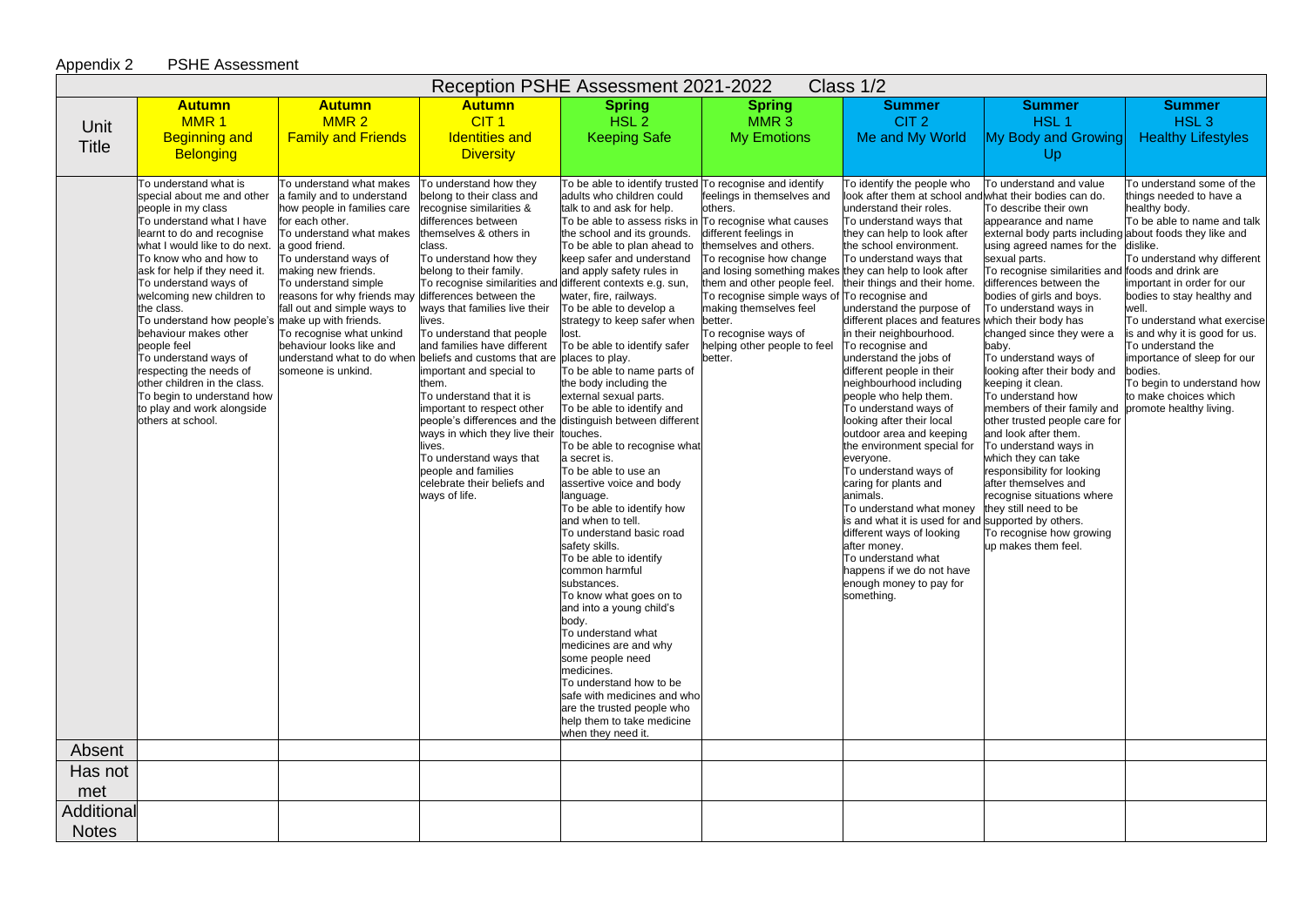Appendix 2 PSHE Assessment

| Reception PSHE Assessment 2021-2022 Class 1/2 | | | | | | | | |
|---|---|---|---|---|---|---|---|---|
| Unit Title | **Autumn** MMR 1 Beginning and Belonging | **Autumn** MMR 2 Family and Friends | **Autumn** CIT 1 Identities and Diversity | **Spring** HSL 2 Keeping Safe | **Spring** MMR 3 My Emotions | **Summer** CIT 2 Me and My World | **Summer** HSL 1 My Body and Growing Up | **Summer** HSL 3 Healthy Lifestyles |
| | To understand what is special about me and other people in my class<br>To understand what I have learnt to do and recognise what I would like to do next.<br>To know who and how to ask for help if they need it.<br>To understand ways of welcoming new children to the class.<br>To understand how people's behaviour makes other people feel<br>To understand ways of respecting the needs of other children in the class.<br>To begin to understand how to play and work alongside others at school. | To understand what makes a family and to understand how people in families care for each other.<br>To understand what makes a good friend.<br>To understand ways of making new friends.<br>To understand simple reasons for why friends may fall out and simple ways to make up with friends.<br>To recognise what unkind behaviour looks like and understand what to do when someone is unkind. | To understand how they belong to their class and recognise similarities & differences between themselves & others in class.<br>To understand how they belong to their family.<br>To recognise similarities and differences between the ways that families live their lives.<br>To understand that people and families have different beliefs and customs that are important and special to them.<br>To understand that it is important to respect other people's differences and the ways in which they live their lives.<br>To understand ways that people and families celebrate their beliefs and ways of life. | To be able to identify trusted adults who children could talk to and ask for help.<br>To be able to assess risks in the school and its grounds.<br>To be able to plan ahead to keep safer and understand and apply safety rules in different contexts e.g. sun, water, fire, railways.<br>To be able to develop a strategy to keep safer when lost.<br>To be able to identify safer places to play.<br>To be able to name parts of the body including the external sexual parts.<br>To be able to identify and distinguish between different touches.<br>To be able to recognise what a secret is.<br>To be able to use an assertive voice and body language.<br>To be able to identify how and when to tell.<br>To understand basic road safety skills.<br>To be able to identify common harmful substances.<br>To know what goes on to and into a young child's body.<br>To understand what medicines are and why some people need medicines.<br>To understand how to be safe with medicines and who are the trusted people who help them to take medicine when they need it. | To recognise and identify feelings in themselves and others.<br>To recognise what causes different feelings in themselves and others.<br>To recognise how change and losing something makes them and other people feel.<br>To recognise simple ways of making themselves feel better.<br>To recognise ways of helping other people to feel better. | To identify the people who look after them at school and understand their roles.<br>To understand ways that they can help to look after the school environment.<br>To understand ways that they can help to look after their things and their home.<br>To recognise and understand the purpose of different places and features in their neighbourhood.<br>To recognise and understand the jobs of different people in their neighbourhood including people who help them.<br>To understand ways of looking after their local outdoor area and keeping the environment special for everyone.<br>To understand ways of caring for plants and animals.<br>To understand what money is and what it is used for and different ways of looking after money.<br>To understand what happens if we do not have enough money to pay for something. | To understand and value what their bodies can do.<br>To describe their own appearance and name external body parts including using agreed names for the sexual parts.<br>To recognise similarities and differences between the bodies of girls and boys.<br>To understand ways in which their body has changed since they were a baby.<br>To understand ways of looking after their body and keeping it clean.<br>To understand how members of their family and other trusted people care for and look after them.<br>To understand ways in which they can take responsibility for looking after themselves and recognise situations where they still need to be supported by others.<br>To recognise how growing up makes them feel. | To understand some of the things needed to have a healthy body.<br>To be able to name and talk about foods they like and dislike.<br>To understand why different foods and drink are important in order for our bodies to stay healthy and well.<br>To understand what exercise is and why it is good for us.<br>To understand the importance of sleep for our bodies.<br>To begin to understand how to make choices which promote healthy living. |
| Absent | | | | | | | | |
| Has not met | | | | | | | | |
| Additional Notes | | | | | | | | |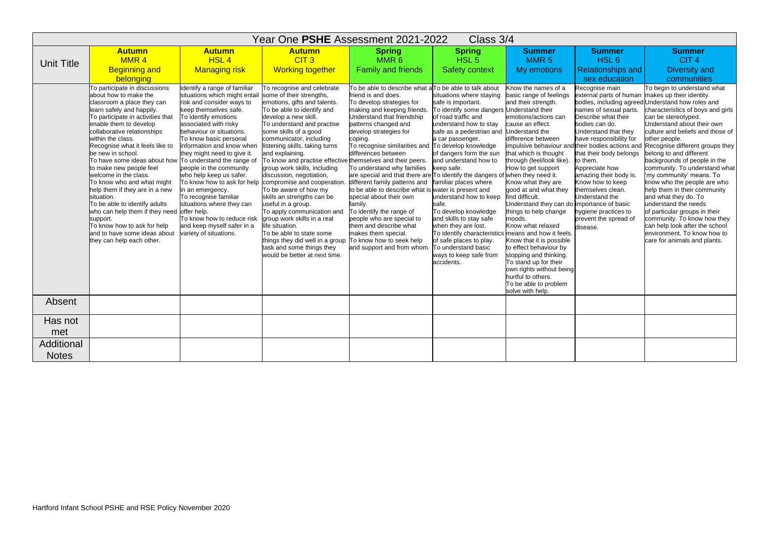| Year One **PSHE** Assessment 2021-2022 Class 3/4 | | | | | | | | |
|---|---|---|---|---|---|---|---|---|
| Unit Title | **Autumn** MMR 4 Beginning and belonging | **Autumn** HSL 4 Managing risk | **Autumn** CIT 3 Working together | **Spring** MMR 6 Family and friends | **Spring** HSL 5 Safety context | **Summer** MMR 5 My emotions | **Summer** HSL 6 Relationships and sex education | **Summer** CIT 4 Diversity and communities |
| | To participate in discussions about how to make the classroom a place they can learn safely and happily. To participate in activities that enable them to develop collaborative relationships within the class. Recognise what it feels like to be new in school. To have some ideas about how to make new people feel welcome in the class. To know who and what might help them if they are in a new situation. To be able to identify adults who can help them if they need support. To know how to ask for help and to have some ideas about they can help each other. | Identify a range of familiar situations which might entail risk and consider ways to keep themselves safe. To identify emotions associated with risky behaviour or situations. To know basic personal information and know when they might need to give it. To understand the range of people in the community who help keep us safer. To know how to ask for help in an emergency. To recognise familiar situations where they can offer help. To know how to reduce risk and keep myself safer in a variety of situations. | To recognise and celebrate some of their strengths, emotions, gifts and talents. To be able to identify and develop a new skill. To understand and practise some skills of a good communicator, including listening skills, taking turns and explaining. To know and practise effective group work skills, including discussion, negotiation, compromise and cooperation. To be aware of how my skills an strengths can be useful in a group. To apply communication and group work skills in a real life situation. To be able to state some things they did well in a group task and some things they would be better at next time. | To be able to describe what a friend is and does. To develop strategies for making and keeping friends. Understand that friendship patterns changed and develop strategies for coping. To recognise similarities and differences between themselves and their peers. To understand why families are special and that there are different family patterns and to be able to describe what is special about their own family. To identify the range of people who are special to them and describe what makes them special. To know how to seek help and support and from whom. | To be able to talk about situations where staying safe is important. To identify some dangers of road traffic and understand how to stay safe as a pedestrian and a car passenger. To develop knowledge of dangers form the sun and understand how to keep safe. To identify the dangers of familiar places where water is present and understand how to keep safe. To develop knowledge and skills to stay safe when they are lost. To identify characteristics of safe places to play. To understand basic ways to keep safe from accidents. | Know the names of a basic range of feelings and their strength. Understand their emotions/actions can cause an effect. Understand the difference between impulsive behaviour and that which is thought through (feel/look like). How to get support when they need it. Know what they are good at and what they find difficult. Understand they can do things to help change moods. Know what relaxed means and how it feels. Know that it is possible to effect behaviour by stopping and thinking. To stand up for their own rights without being hurtful to others. To be able to problem solve with help. | Recognise main external parts of human bodies, including agreed names of sexual parts. Describe what their bodies can do. Understand that they have responsibility for their bodies actions and that their body belongs to them. Appreciate how amazing their body is. Know how to keep themselves clean. Understand the importance of basic hygiene practices to prevent the spread of disease. | To begin to understand what makes up their identity. Understand how roles and characteristics of boys and girls can be stereotyped. Understand about their own culture and beliefs and those of other people. Recognise different groups they belong to and different backgrounds of people in the community. To understand what 'my community' means. To know who the people are who help them in their community and what they do. To understand the needs of particular groups in their community. To know how they can help look after the school environment. To know how to care for animals and plants. |
| Absent | | | | | | | | |
| Has not met | | | | | | | | |
| Additional Notes | | | | | | | | |

Hartford Infant School PSHE and RSE Policy November 2020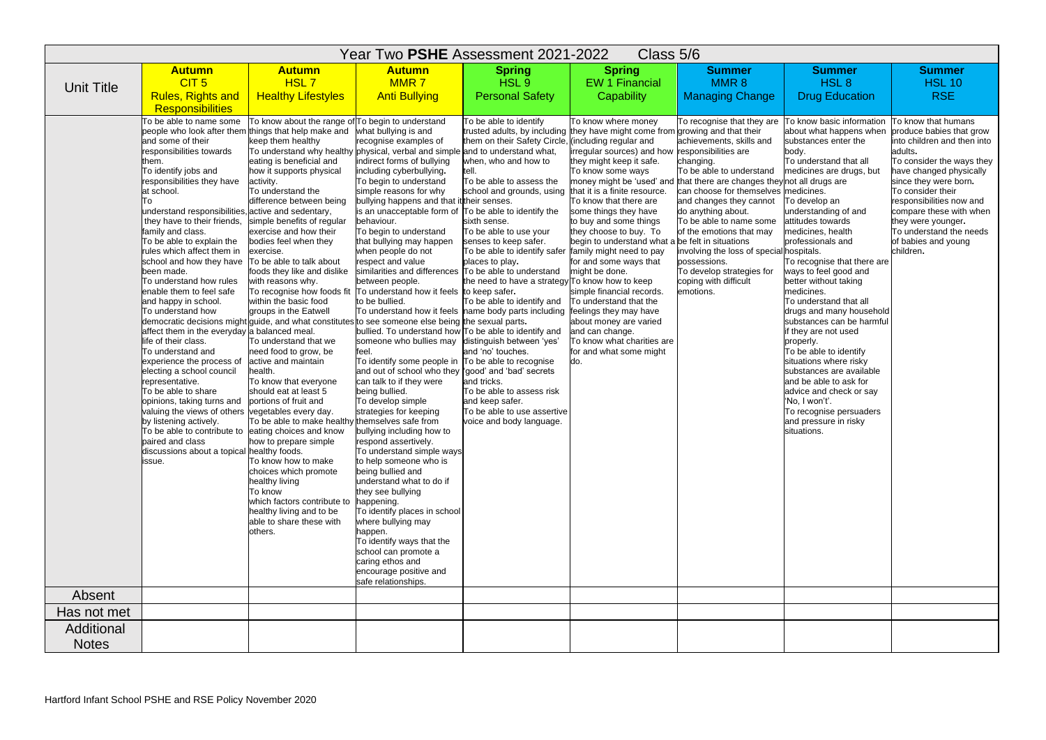| Year Two **PSHE** Assessment 2021-2022 Class 5/6 | | | | | | | | |
|---|---|---|---|---|---|---|---|---|
| Unit Title | **Autumn** CIT 5 Rules, Rights and Responsibilities | **Autumn** HSL 7 Healthy Lifestyles | **Autumn** MMR 7 Anti Bullying | **Spring** HSL 9 Personal Safety | **Spring** EW 1 Financial Capability | **Summer** MMR 8 Managing Change | **Summer** HSL 8 Drug Education | **Summer** HSL 10 RSE |
| | To be able to name some people who look after them and some of their responsibilities towards them. To identify jobs and responsibilities they have at school. To understand responsibilities they have to their friends, family and class. To be able to explain the rules which affect them in school and how they have been made. To understand how rules enable them to feel safe and happy in school. To understand how democratic decisions might affect them in the everyday life of their class. To understand and experience the process of electing a school council representative. To be able to share opinions, taking turns and valuing the views of others by listening actively. To be able to contribute to paired and class discussions about a topical issue. | To know about the range of things that help make and keep them healthy To understand why healthy eating is beneficial and how it supports physical activity. To understand the difference between being active and sedentary, simple benefits of regular exercise and how their bodies feel when they exercise. To be able to talk about foods they like and dislike with reasons why. To recognise how foods fit within the basic food groups in the Eatwell guide, and what constitutes a balanced meal. To understand that we need food to grow, be active and maintain health. To know that everyone should eat at least 5 portions of fruit and vegetables every day. To be able to make healthy eating choices and know how to prepare simple healthy foods. To know how to make choices which promote healthy living To know which factors contribute to healthy living and to be able to share these with others. | To begin to understand what bullying is and recognise examples of physical, verbal and simple indirect forms of bullying including cyberbullying. To begin to understand simple reasons for why bullying happens and that it is an unacceptable form of behaviour. To begin to understand that bullying may happen when people do not respect and value similarities and differences between people. To understand how it feels to be bullied. To understand how it feels to see someone else being bullied. To understand how someone who bullies may feel. To identify some people in and out of school who they can talk to if they were being bullied. To develop simple strategies for keeping themselves safe from bullying including how to respond assertively. To understand simple ways to help someone who is being bullied and understand what to do if they see bullying happening. To identify places in school where bullying may happen. To identify ways that the school can promote a caring ethos and encourage positive and safe relationships. | To be able to identify trusted adults, by including them on their Safety Circle, and to understand what, when, who and how to tell. To be able to assess the school and grounds, using their senses. To be able to identify the sixth sense. To be able to use your senses to keep safer. To be able to identify safer places to play. To be able to understand the need to have a strategy to keep safer. To be able to identify and name body parts including the sexual parts. To be able to identify and distinguish between 'yes' and 'no' touches. To be able to recognise 'good' and 'bad' secrets and tricks. To be able to assess risk and keep safer. To be able to use assertive voice and body language. | To know where money they have might come from (including regular and irregular sources) and how they might keep it safe. To know some ways money might be 'used' and that it is a finite resource. To know that there are some things they have to buy and some things they choose to buy. To begin to understand what a family might need to pay for and some ways that might be done. To know how to keep simple financial records. To understand that the feelings they may have about money are varied and can change. To know what charities are for and what some might do. | To recognise that they are growing and that their achievements, skills and responsibilities are changing. To be able to understand that there are changes they can choose for themselves and changes they cannot do anything about. To be able to name some of the emotions that may be felt in situations involving the loss of special possessions. To develop strategies for coping with difficult emotions. | To know basic information about what happens when substances enter the body. To understand that all medicines are drugs, but not all drugs are medicines. To develop an understanding of and attitudes towards medicines, health professionals and hospitals. To recognise that there are ways to feel good and better without taking medicines. To understand that all drugs and many household substances can be harmful if they are not used properly. To be able to identify situations where risky substances are available and be able to ask for advice and check or say 'No, I won't'. To recognise persuaders and pressure in risky situations. | To know that humans produce babies that grow into children and then into adults. To consider the ways they have changed physically since they were born. To consider their responsibilities now and compare these with when they were younger. To understand the needs of babies and young children. |
| Absent | | | | | | | | |
| Has not met | | | | | | | | |
| Additional Notes | | | | | | | | |

Hartford Infant School PSHE and RSE Policy November 2020